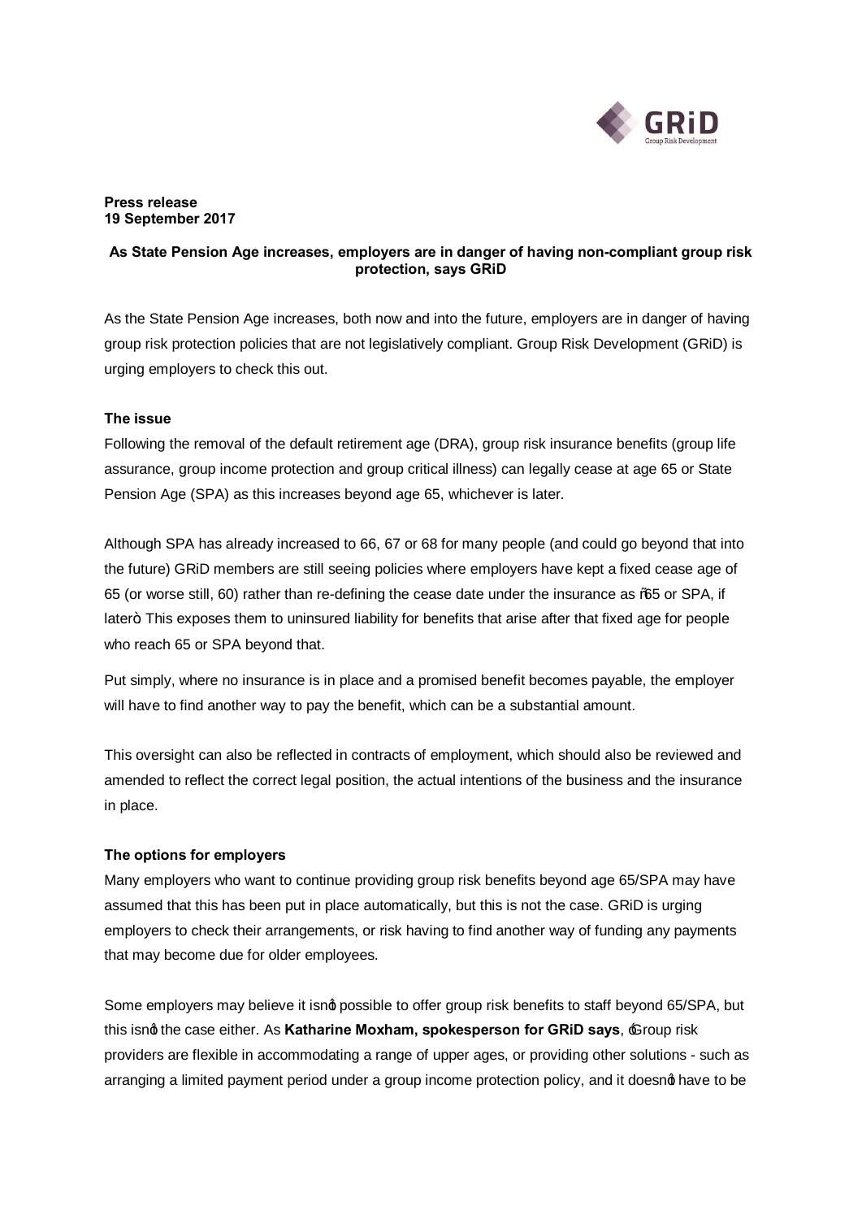**Press release**
**19 September 2017**

### As State Pension Age increases, employers are in danger of having non-compliant group risk protection, says GRiD

As the State Pension Age increases, both now and into the future, employers are in danger of having group risk protection policies that are not legislatively compliant. Group Risk Development (GRiD) is urging employers to check this out.

**The issue**

Following the removal of the default retirement age (DRA), group risk insurance benefits (group life assurance, group income protection and group critical illness) can legally cease at age 65 or State Pension Age (SPA) as this increases beyond age 65, whichever is later.

Although SPA has already increased to 66, 67 or 68 for many people (and could go beyond that into the future) GRiD members are still seeing policies where employers have kept a fixed cease age of 65 (or worse still, 60) rather than re-defining the cease date under the insurance as "65 or SPA, if later". This exposes them to uninsured liability for benefits that arise after that fixed age for people who reach 65 or SPA beyond that.

Put simply, where no insurance is in place and a promised benefit becomes payable, the employer will have to find another way to pay the benefit, which can be a substantial amount.

This oversight can also be reflected in contracts of employment, which should also be reviewed and amended to reflect the correct legal position, the actual intentions of the business and the insurance in place.

**The options for employers**

Many employers who want to continue providing group risk benefits beyond age 65/SPA may have assumed that this has been put in place automatically, but this is not the case. GRiD is urging employers to check their arrangements, or risk having to find another way of funding any payments that may become due for older employees.

Some employers may believe it isn't possible to offer group risk benefits to staff beyond 65/SPA, but this isn't the case either. As **Katharine Moxham, spokesperson for GRiD says**, 'Group risk providers are flexible in accommodating a range of upper ages, or providing other solutions - such as arranging a limited payment period under a group income protection policy, and it doesn't have to be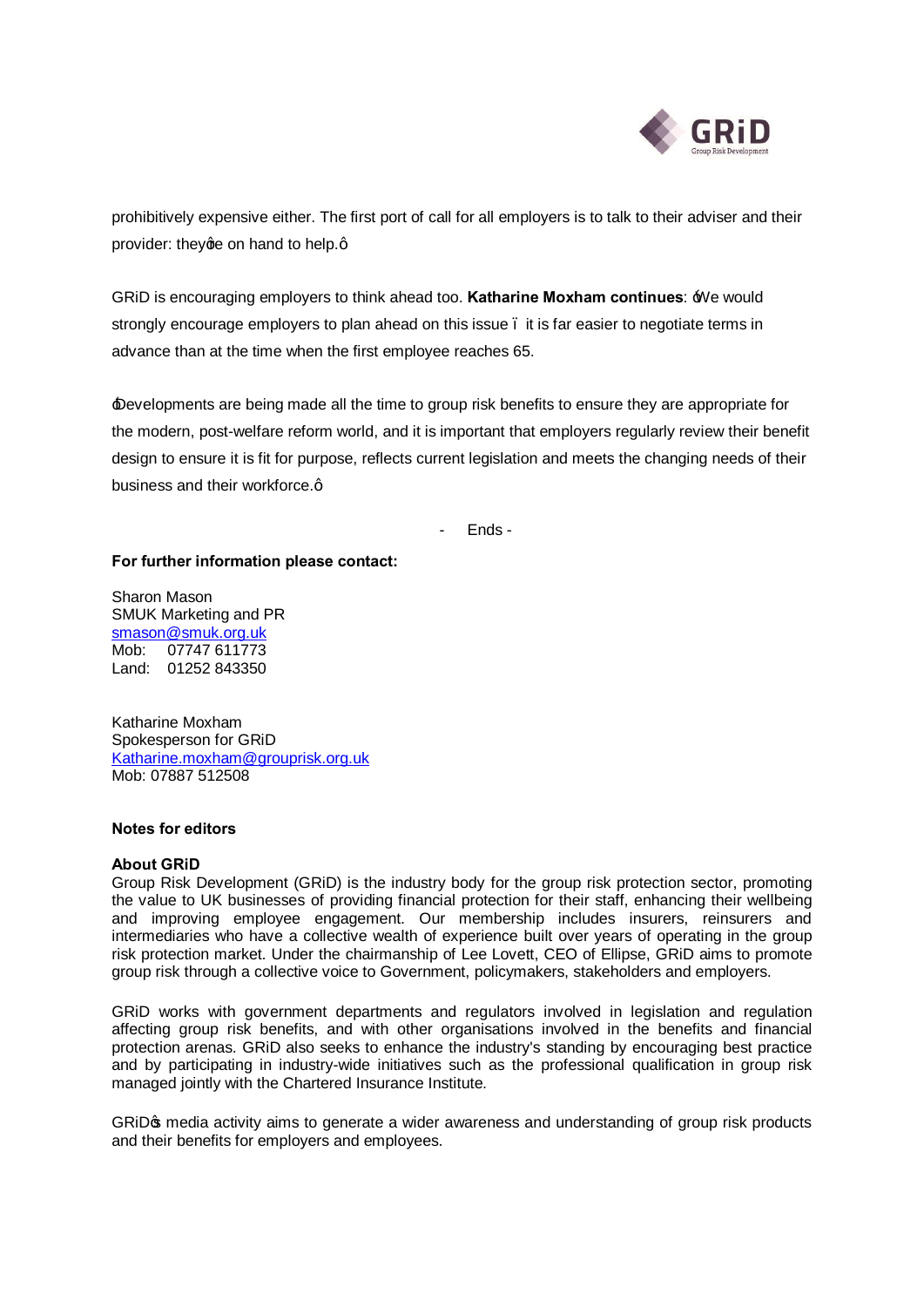prohibitively expensive either. The first port of call for all employers is to talk to their adviser and their provider: theyqre on hand to help.q

GRiD is encouraging employers to think ahead too. **Katharine Moxham continues**: 'We would strongly encourage employers to plan ahead on this issue – it is far easier to negotiate terms in advance than at the time when the first employee reaches 65.

'Developments are being made all the time to group risk benefits to ensure they are appropriate for the modern, post-welfare reform world, and it is important that employers regularly review their benefit design to ensure it is fit for purpose, reflects current legislation and meets the changing needs of their business and their workforce.q

- Ends -

**For further information please contact:**

Sharon Mason
SMUK Marketing and PR
smason@smuk.org.uk
Mob: 07747 611773
Land: 01252 843350

Katharine Moxham
Spokesperson for GRiD
Katharine.moxham@grouprisk.org.uk
Mob: 07887 512508

**Notes for editors**

**About GRiD**

Group Risk Development (GRiD) is the industry body for the group risk protection sector, promoting the value to UK businesses of providing financial protection for their staff, enhancing their wellbeing and improving employee engagement. Our membership includes insurers, reinsurers and intermediaries who have a collective wealth of experience built over years of operating in the group risk protection market. Under the chairmanship of Lee Lovett, CEO of Ellipse, GRiD aims to promote group risk through a collective voice to Government, policymakers, stakeholders and employers.

GRiD works with government departments and regulators involved in legislation and regulation affecting group risk benefits, and with other organisations involved in the benefits and financial protection arenas. GRiD also seeks to enhance the industry's standing by encouraging best practice and by participating in industry-wide initiatives such as the professional qualification in group risk managed jointly with the Chartered Insurance Institute.

GRiD's media activity aims to generate a wider awareness and understanding of group risk products and their benefits for employers and employees.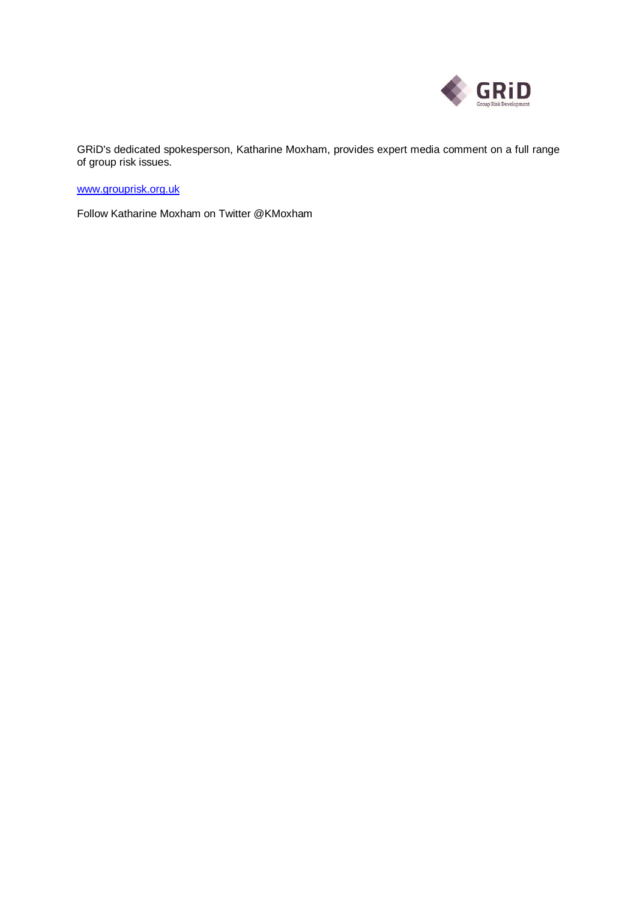GRiD's dedicated spokesperson, Katharine Moxham, provides expert media comment on a full range of group risk issues.

www.grouprisk.org.uk

Follow Katharine Moxham on Twitter @KMoxham